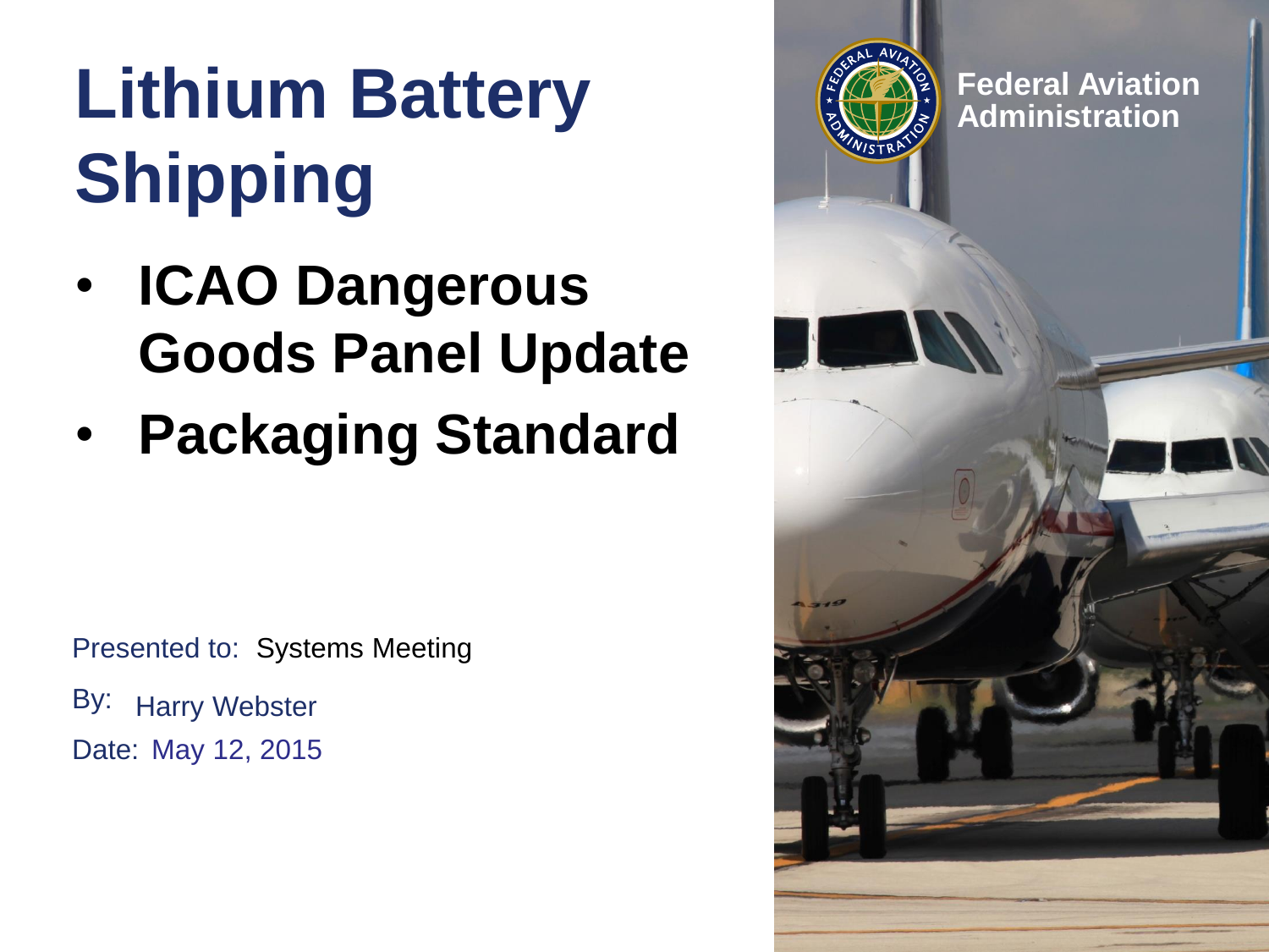# Lithium Battery Shipping

- **ICAO Dangerous Goods Panel Update**
- **Packaging Standard**

Presented to: Systems Meeting

By: Harry Webster

Date: May 12, 2015

Federal Aviation Administration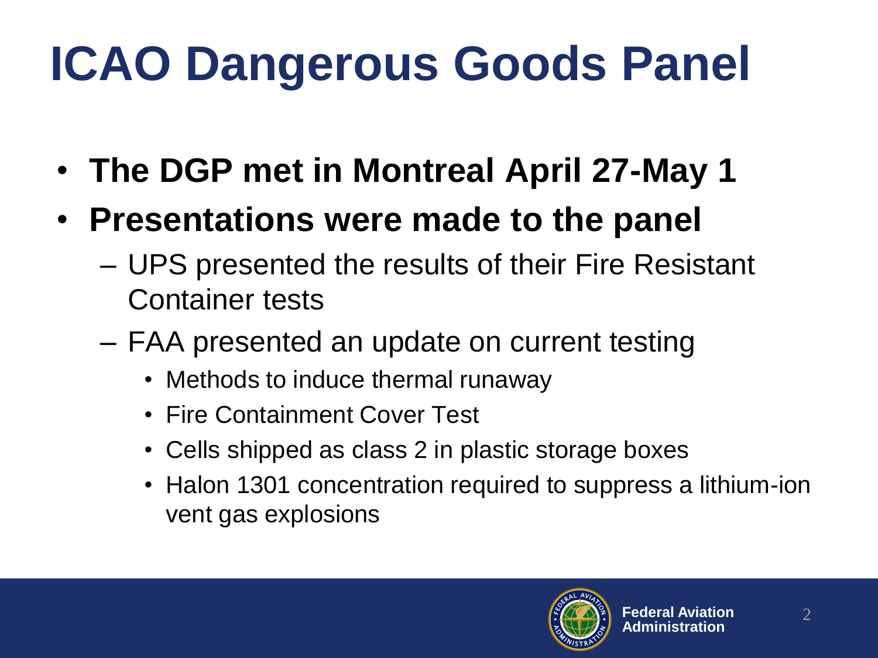# ICAO Dangerous Goods Panel

- **The DGP met in Montreal April 27-May 1**
- **Presentations were made to the panel**
  - UPS presented the results of their Fire Resistant Container tests
  - FAA presented an update on current testing
    - Methods to induce thermal runaway
    - Fire Containment Cover Test
    - Cells shipped as class 2 in plastic storage boxes
    - Halon 1301 concentration required to suppress a lithium-ion vent gas explosions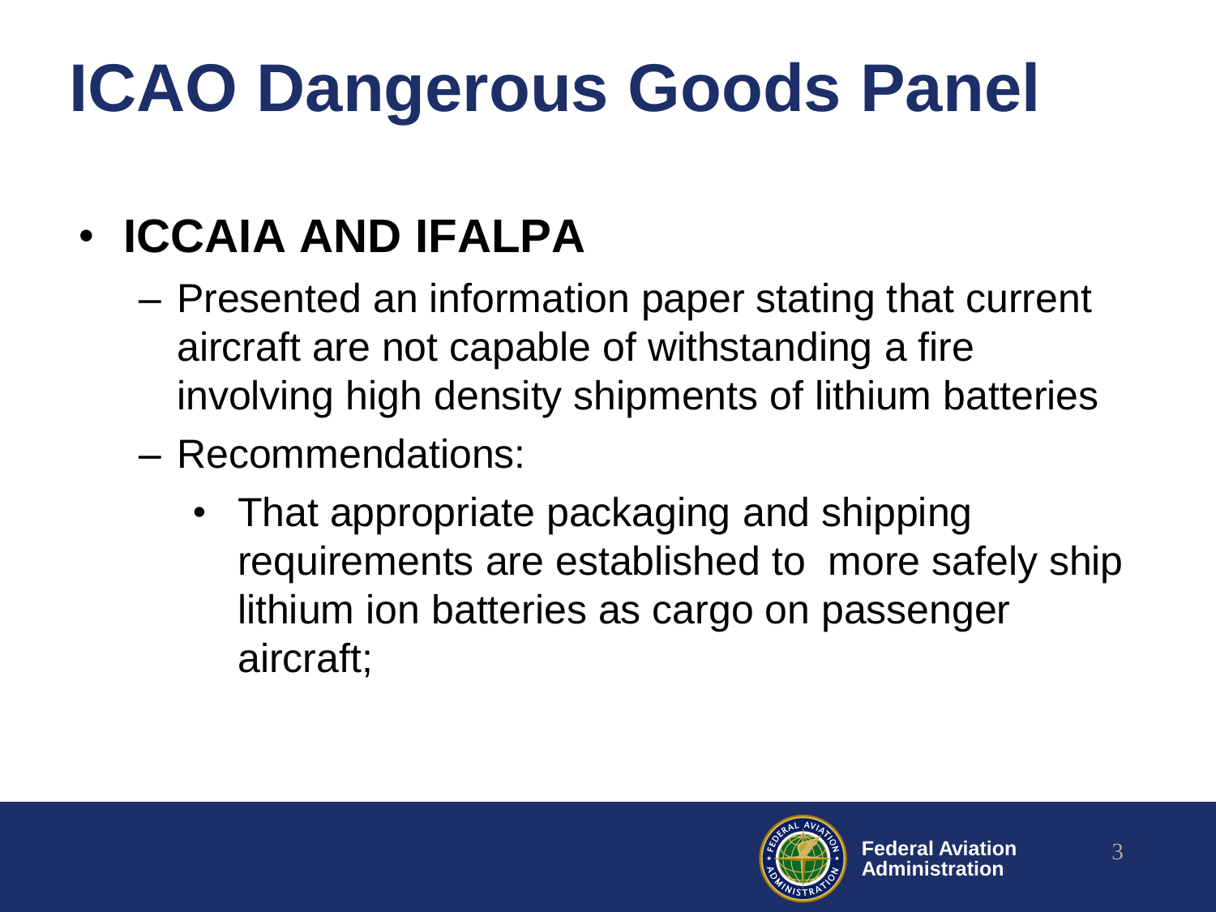# ICAO Dangerous Goods Panel

- **ICCAIA AND IFALPA**
  - Presented an information paper stating that current aircraft are not capable of withstanding a fire involving high density shipments of lithium batteries
  - Recommendations:
    - That appropriate packaging and shipping requirements are established to more safely ship lithium ion batteries as cargo on passenger aircraft;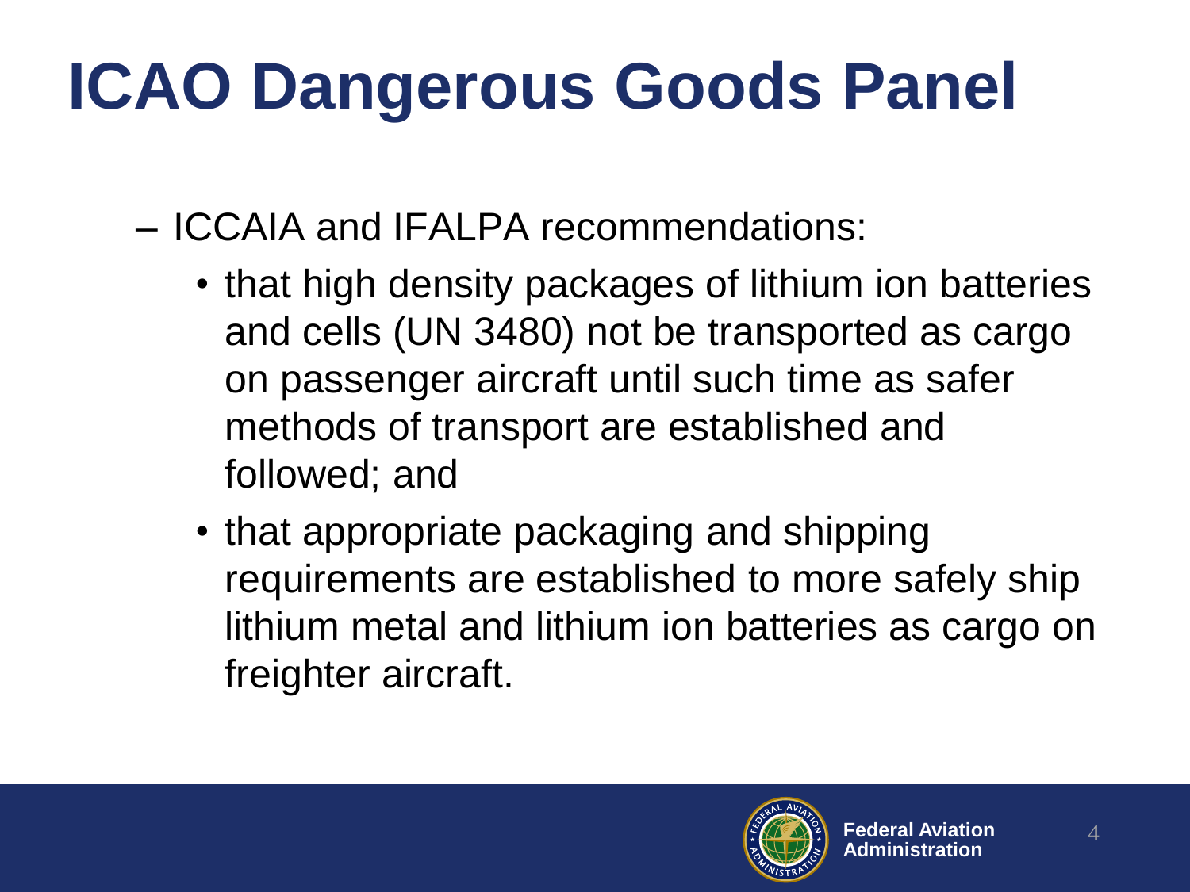# ICAO Dangerous Goods Panel

- ICCAIA and IFALPA recommendations:
  - that high density packages of lithium ion batteries and cells (UN 3480) not be transported as cargo on passenger aircraft until such time as safer methods of transport are established and followed; and
  - that appropriate packaging and shipping requirements are established to more safely ship lithium metal and lithium ion batteries as cargo on freighter aircraft.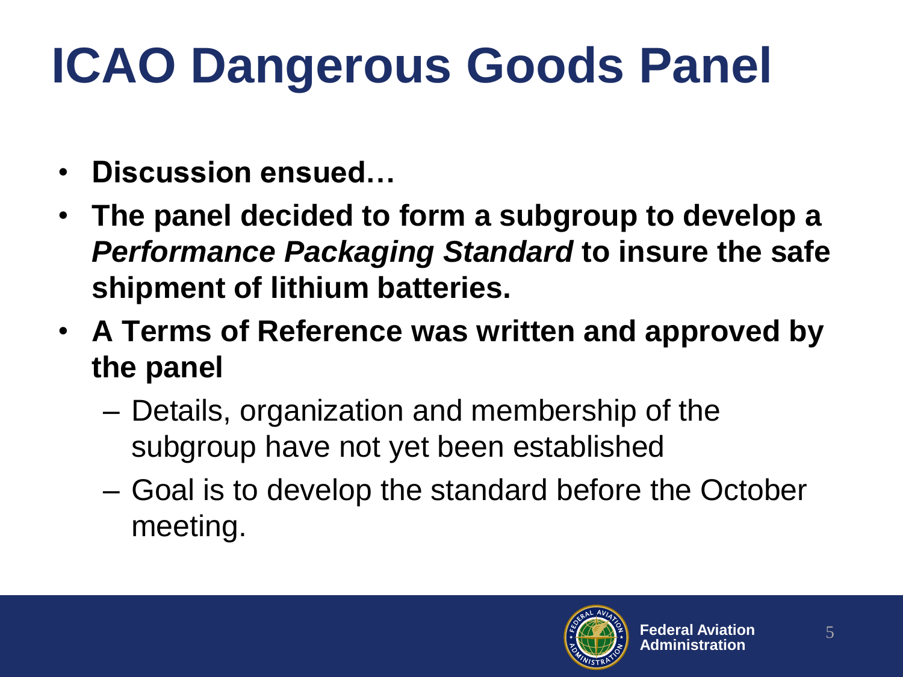# ICAO Dangerous Goods Panel

- **Discussion ensued…**
- **The panel decided to form a subgroup to develop a *Performance Packaging Standard* to insure the safe shipment of lithium batteries.**
- **A Terms of Reference was written and approved by the panel**
  - Details, organization and membership of the subgroup have not yet been established
  - Goal is to develop the standard before the October meeting.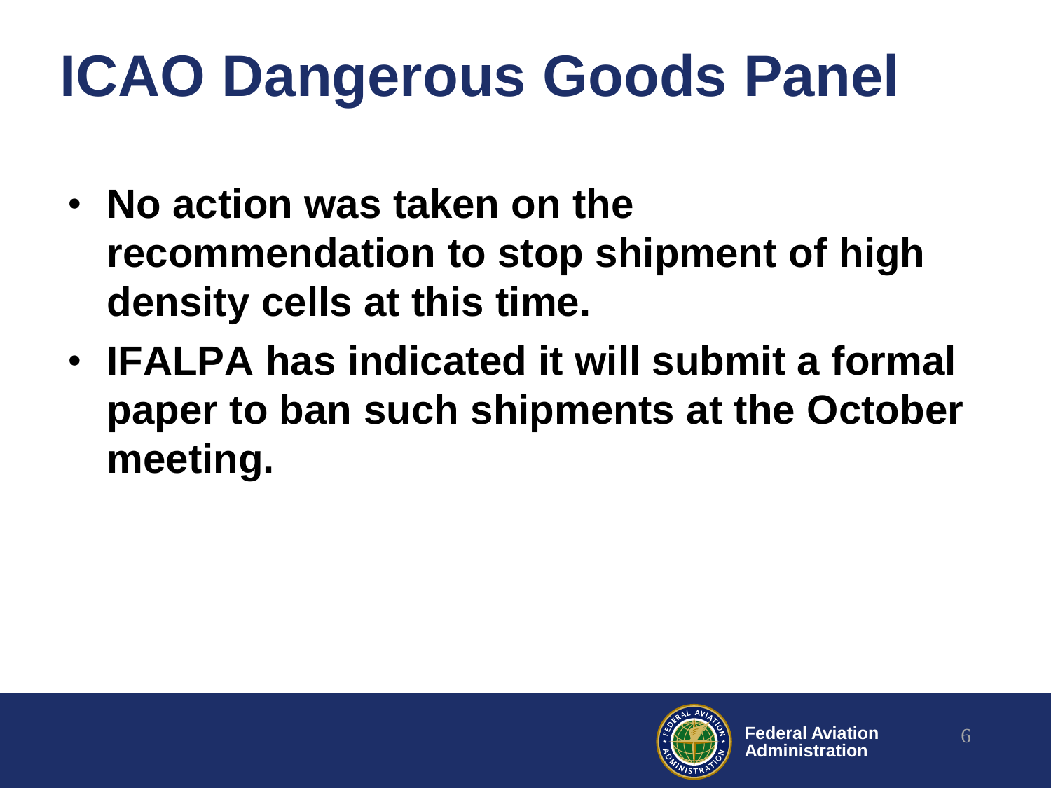# ICAO Dangerous Goods Panel

- **No action was taken on the recommendation to stop shipment of high density cells at this time.**
- **IFALPA has indicated it will submit a formal paper to ban such shipments at the October meeting.**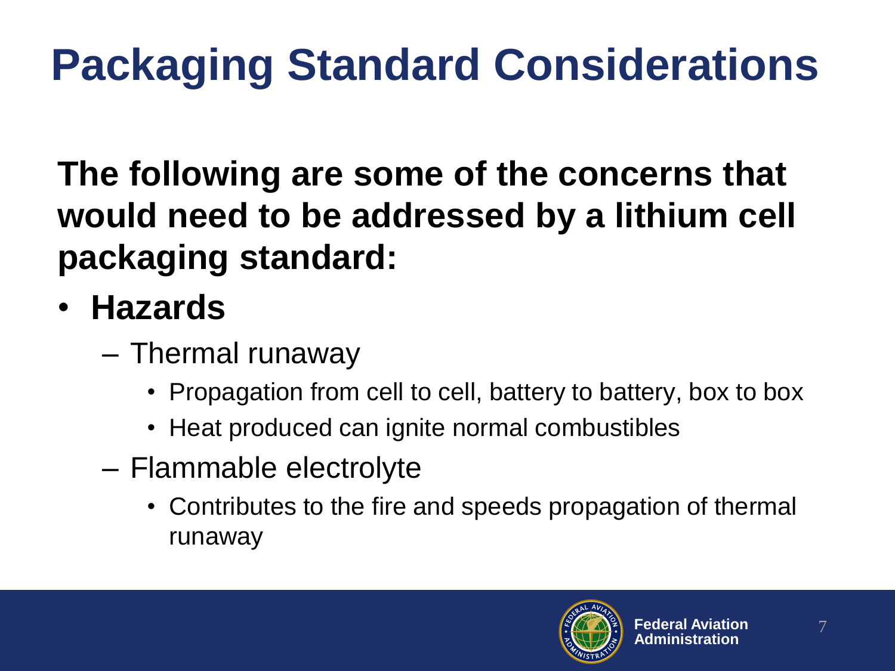# Packaging Standard Considerations

**The following are some of the concerns that would need to be addressed by a lithium cell packaging standard:**

- **Hazards**
  - Thermal runaway
    - Propagation from cell to cell, battery to battery, box to box
    - Heat produced can ignite normal combustibles
  - Flammable electrolyte
    - Contributes to the fire and speeds propagation of thermal runaway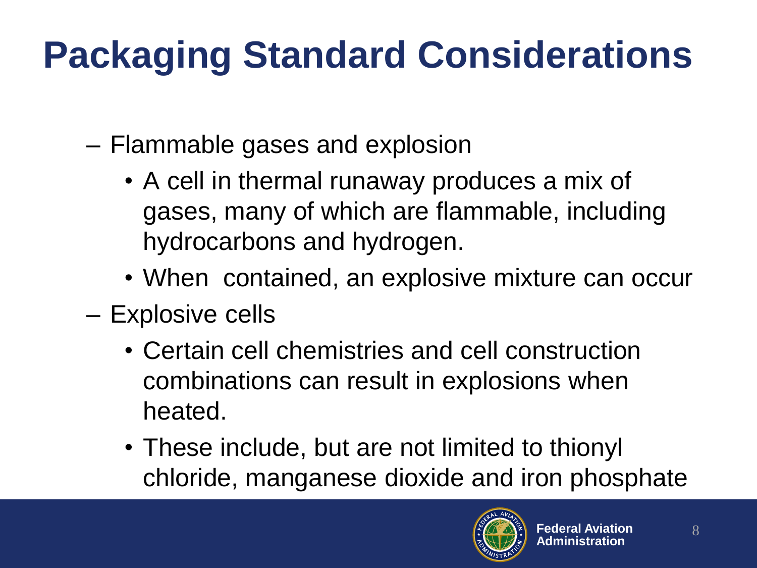# Packaging Standard Considerations

- Flammable gases and explosion
  - A cell in thermal runaway produces a mix of gases, many of which are flammable, including hydrocarbons and hydrogen.
  - When  contained, an explosive mixture can occur
- Explosive cells
  - Certain cell chemistries and cell construction combinations can result in explosions when heated.
  - These include, but are not limited to thionyl chloride, manganese dioxide and iron phosphate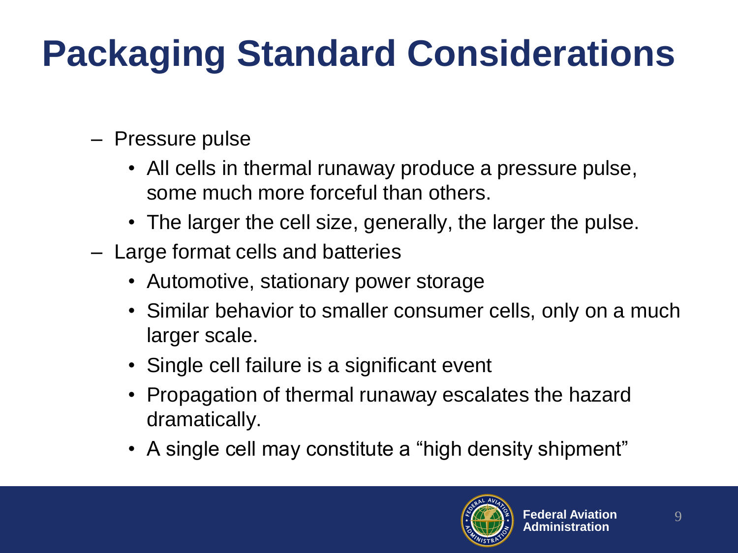# Packaging Standard Considerations

- Pressure pulse
  - All cells in thermal runaway produce a pressure pulse, some much more forceful than others.
  - The larger the cell size, generally, the larger the pulse.
- Large format cells and batteries
  - Automotive, stationary power storage
  - Similar behavior to smaller consumer cells, only on a much larger scale.
  - Single cell failure is a significant event
  - Propagation of thermal runaway escalates the hazard dramatically.
  - A single cell may constitute a “high density shipment”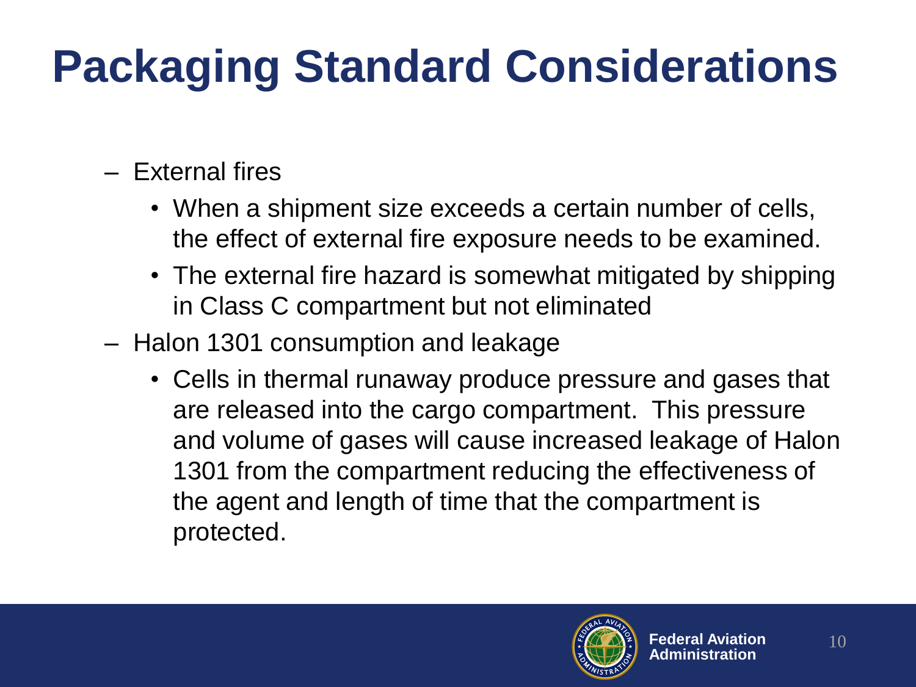# Packaging Standard Considerations

- External fires
  - When a shipment size exceeds a certain number of cells, the effect of external fire exposure needs to be examined.
  - The external fire hazard is somewhat mitigated by shipping in Class C compartment but not eliminated
- Halon 1301 consumption and leakage
  - Cells in thermal runaway produce pressure and gases that are released into the cargo compartment. This pressure and volume of gases will cause increased leakage of Halon 1301 from the compartment reducing the effectiveness of the agent and length of time that the compartment is protected.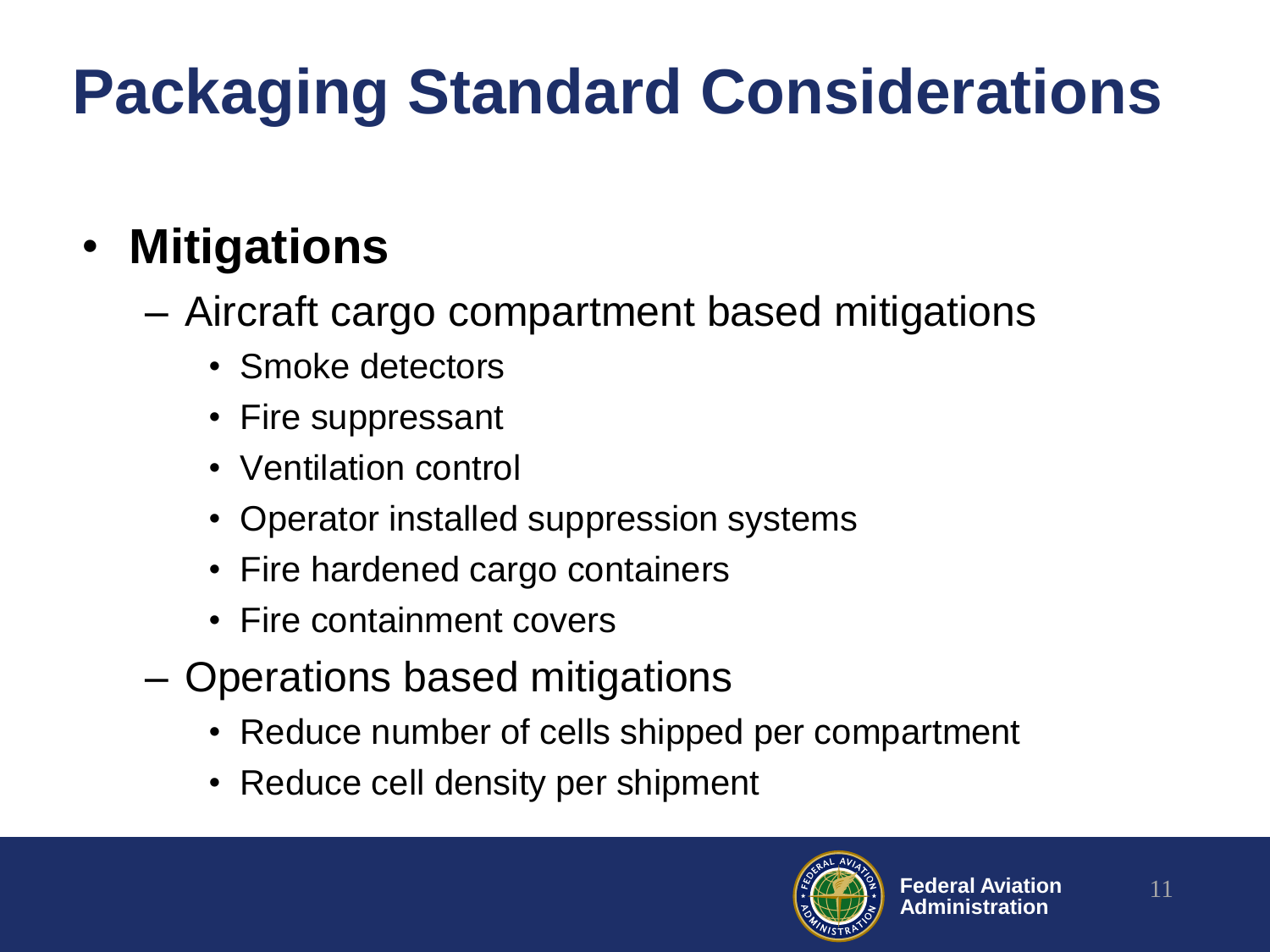# Packaging Standard Considerations

- **Mitigations**
  - Aircraft cargo compartment based mitigations
    - Smoke detectors
    - Fire suppressant
    - Ventilation control
    - Operator installed suppression systems
    - Fire hardened cargo containers
    - Fire containment covers
  - Operations based mitigations
    - Reduce number of cells shipped per compartment
    - Reduce cell density per shipment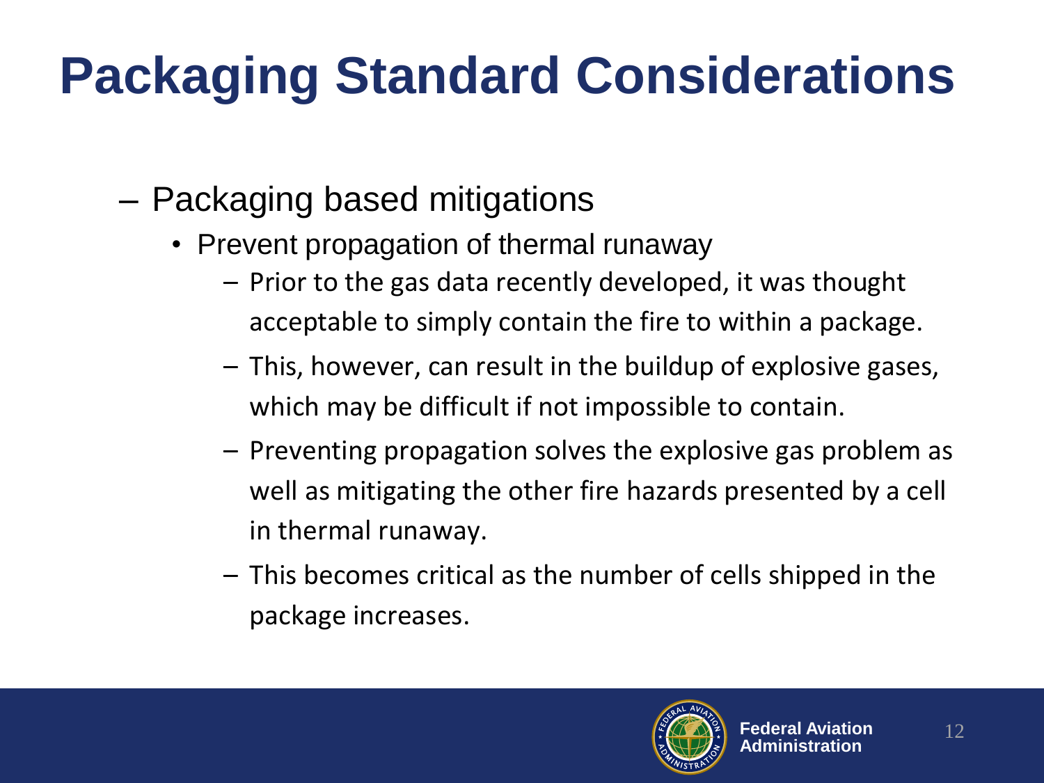# Packaging Standard Considerations

- Packaging based mitigations
  - Prevent propagation of thermal runaway
    - Prior to the gas data recently developed, it was thought acceptable to simply contain the fire to within a package.
    - This, however, can result in the buildup of explosive gases, which may be difficult if not impossible to contain.
    - Preventing propagation solves the explosive gas problem as well as mitigating the other fire hazards presented by a cell in thermal runaway.
    - This becomes critical as the number of cells shipped in the package increases.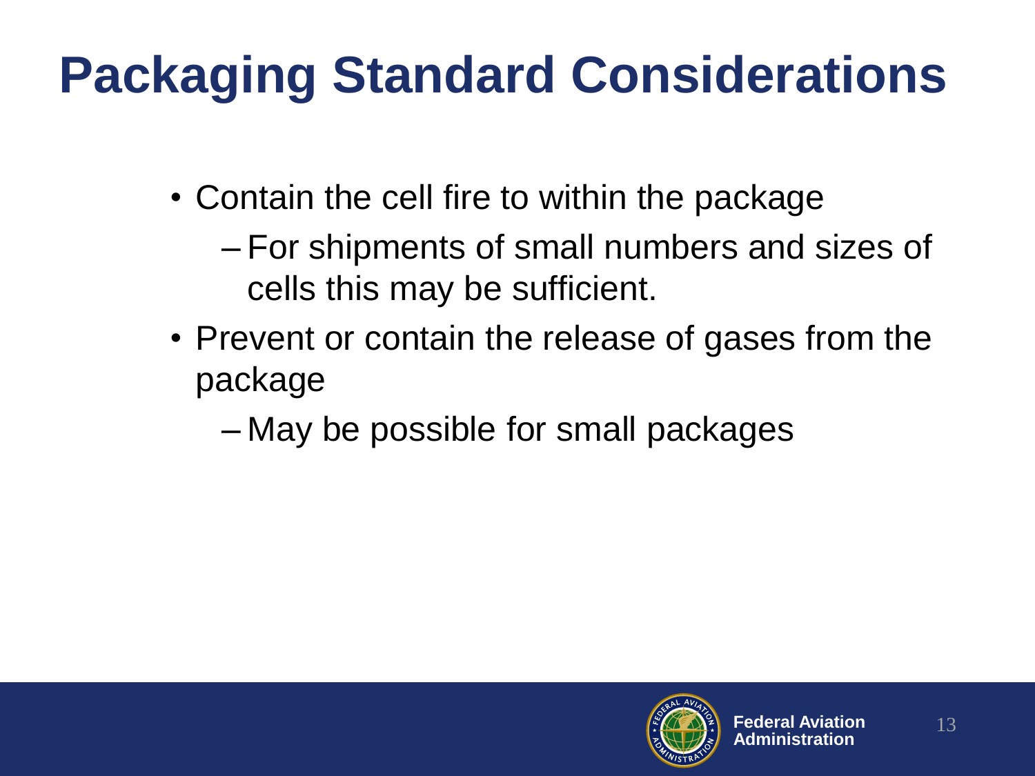# Packaging Standard Considerations

- Contain the cell fire to within the package
  - For shipments of small numbers and sizes of cells this may be sufficient.
- Prevent or contain the release of gases from the package
  - May be possible for small packages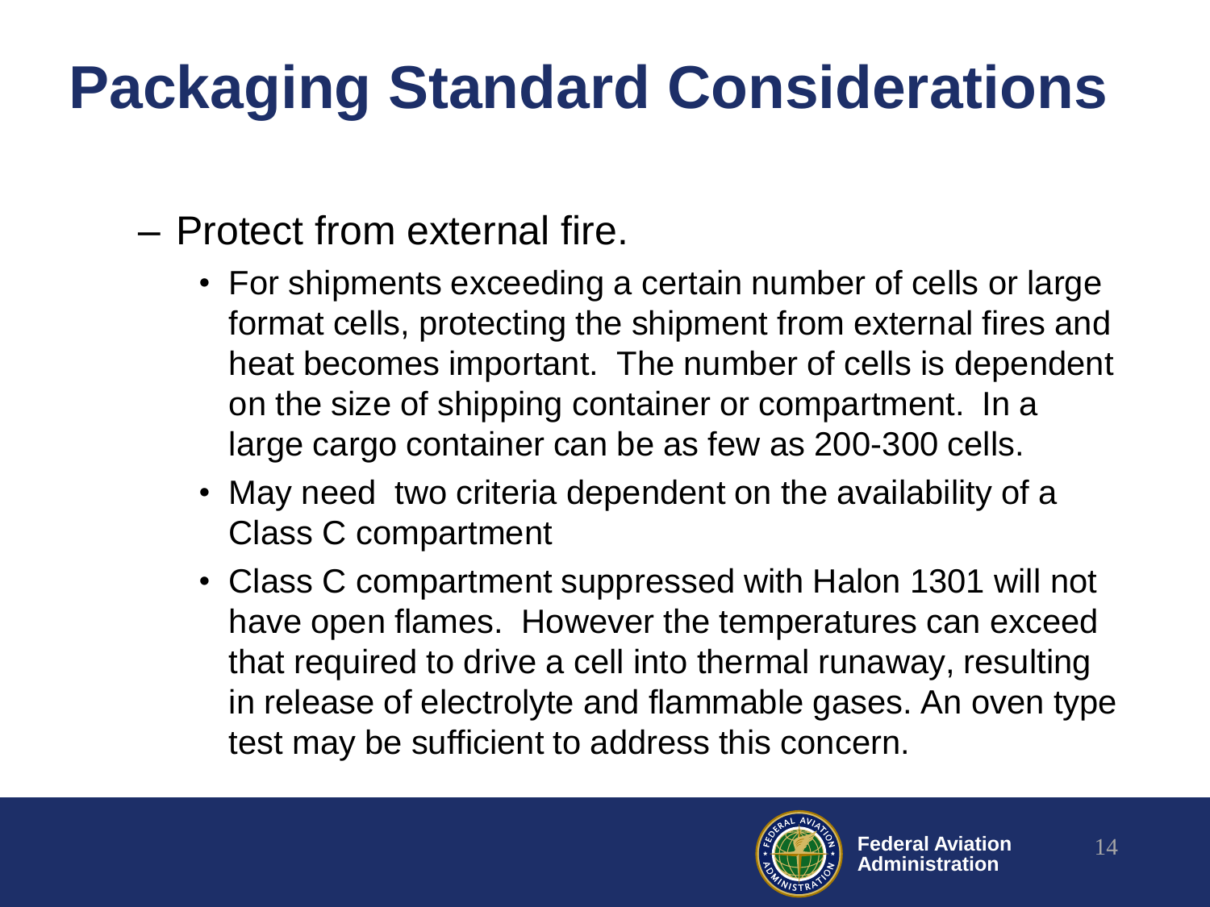# Packaging Standard Considerations

- Protect from external fire.
  - For shipments exceeding a certain number of cells or large format cells, protecting the shipment from external fires and heat becomes important. The number of cells is dependent on the size of shipping container or compartment. In a large cargo container can be as few as 200-300 cells.
  - May need two criteria dependent on the availability of a Class C compartment
  - Class C compartment suppressed with Halon 1301 will not have open flames. However the temperatures can exceed that required to drive a cell into thermal runaway, resulting in release of electrolyte and flammable gases. An oven type test may be sufficient to address this concern.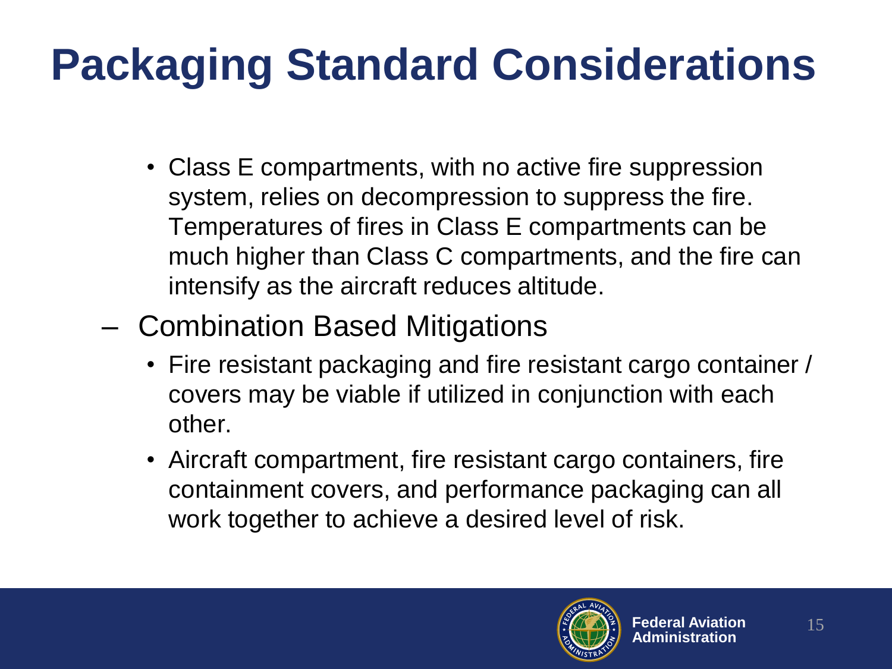# Packaging Standard Considerations

- Class E compartments, with no active fire suppression system, relies on decompression to suppress the fire. Temperatures of fires in Class E compartments can be much higher than Class C compartments, and the fire can intensify as the aircraft reduces altitude.

– Combination Based Mitigations

- Fire resistant packaging and fire resistant cargo container / covers may be viable if utilized in conjunction with each other.
- Aircraft compartment, fire resistant cargo containers, fire containment covers, and performance packaging can all work together to achieve a desired level of risk.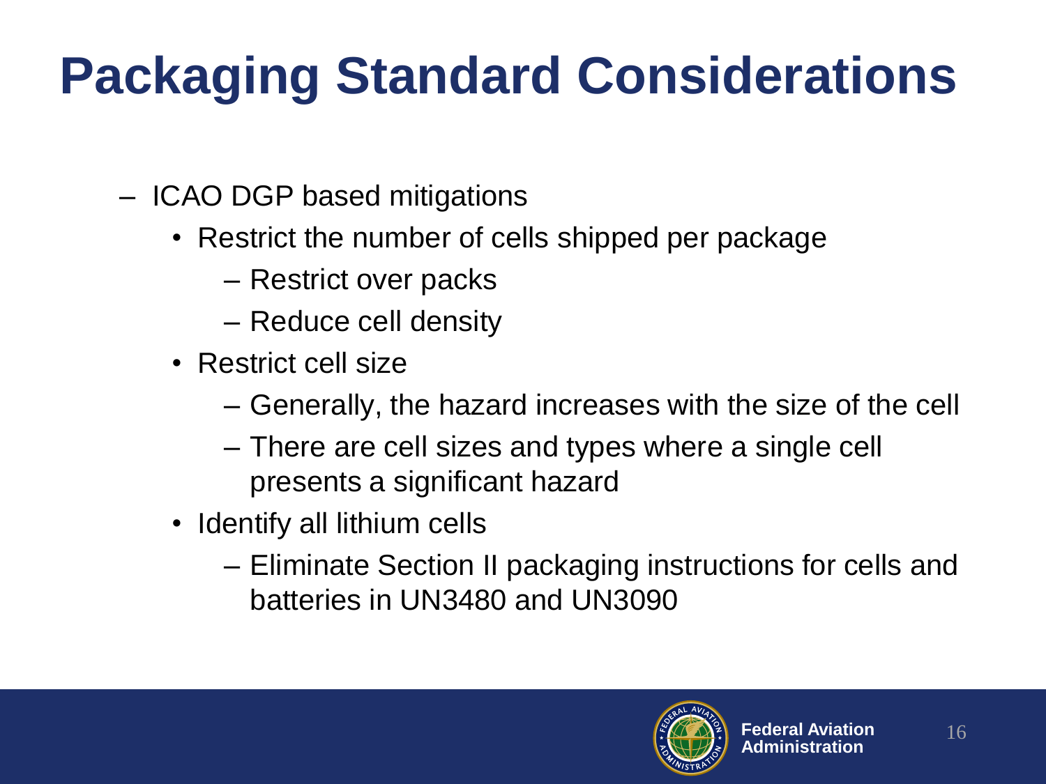# Packaging Standard Considerations

- ICAO DGP based mitigations
  - Restrict the number of cells shipped per package
    - Restrict over packs
    - Reduce cell density
  - Restrict cell size
    - Generally, the hazard increases with the size of the cell
    - There are cell sizes and types where a single cell presents a significant hazard
  - Identify all lithium cells
    - Eliminate Section II packaging instructions for cells and batteries in UN3480 and UN3090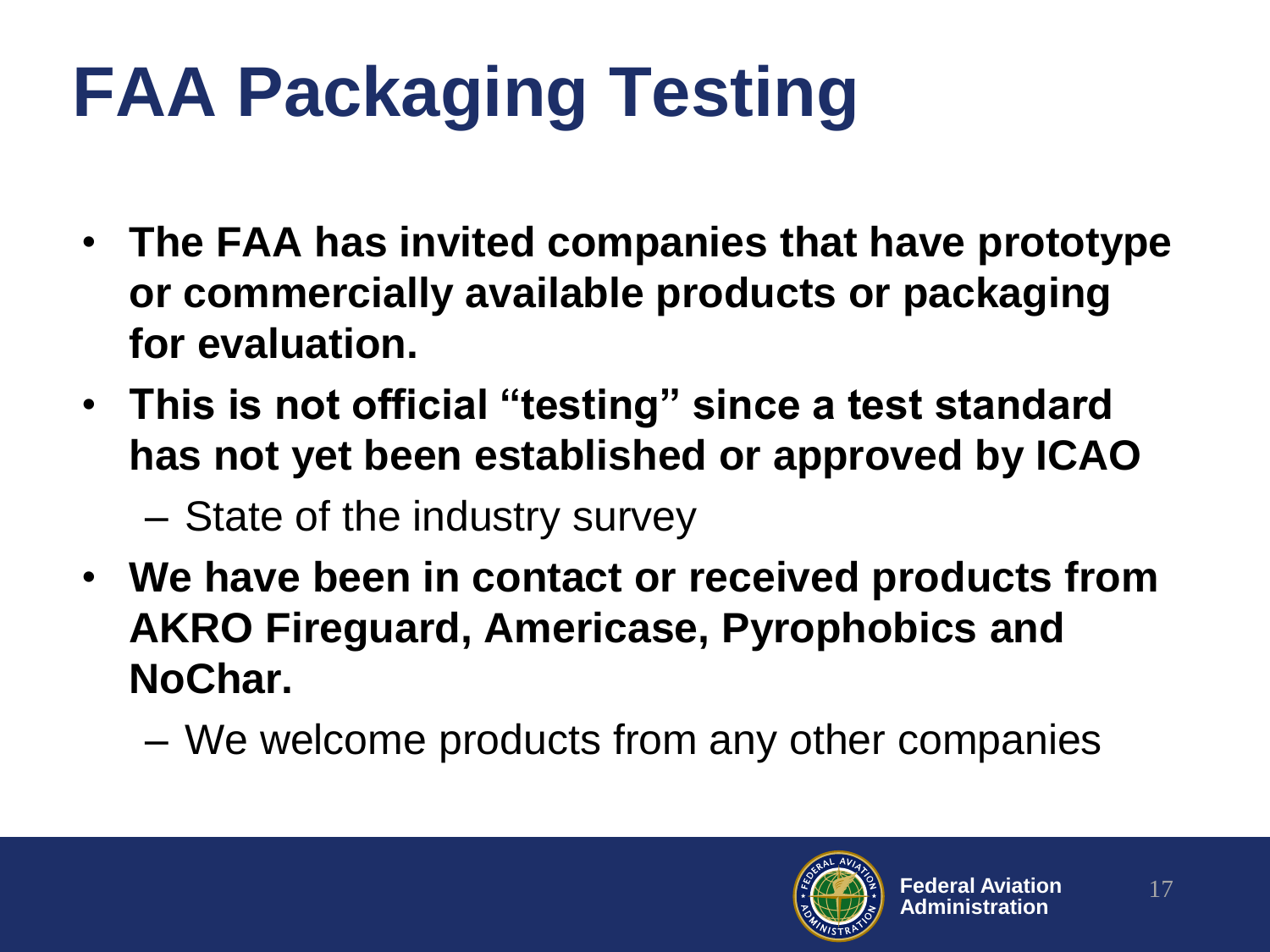# FAA Packaging Testing

- **The FAA has invited companies that have prototype or commercially available products or packaging for evaluation.**
- **This is not official "testing" since a test standard has not yet been established or approved by ICAO**
  - State of the industry survey
- **We have been in contact or received products from AKRO Fireguard, Americase, Pyrophobics and NoChar.**
  - We welcome products from any other companies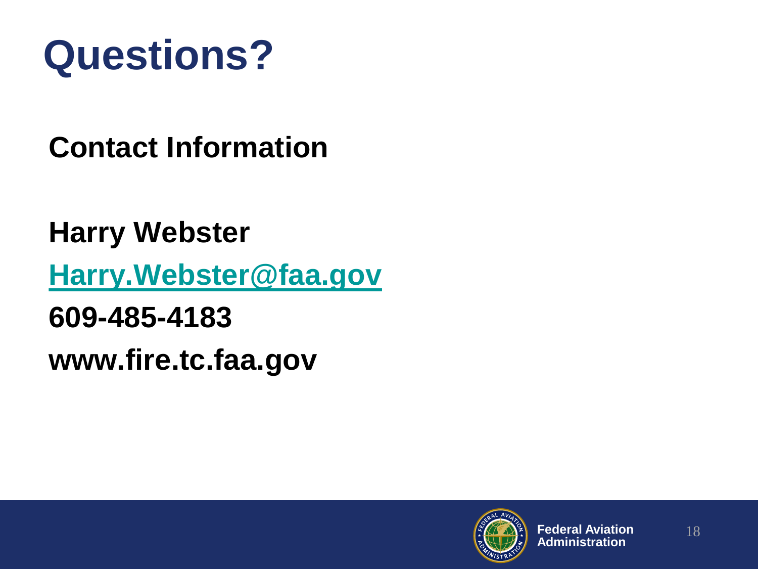# Questions?

**Contact Information**

**Harry Webster**

**[Harry.Webster@faa.gov](mailto:Harry.Webster@faa.gov)**

**609-485-4183**

**www.fire.tc.faa.gov**